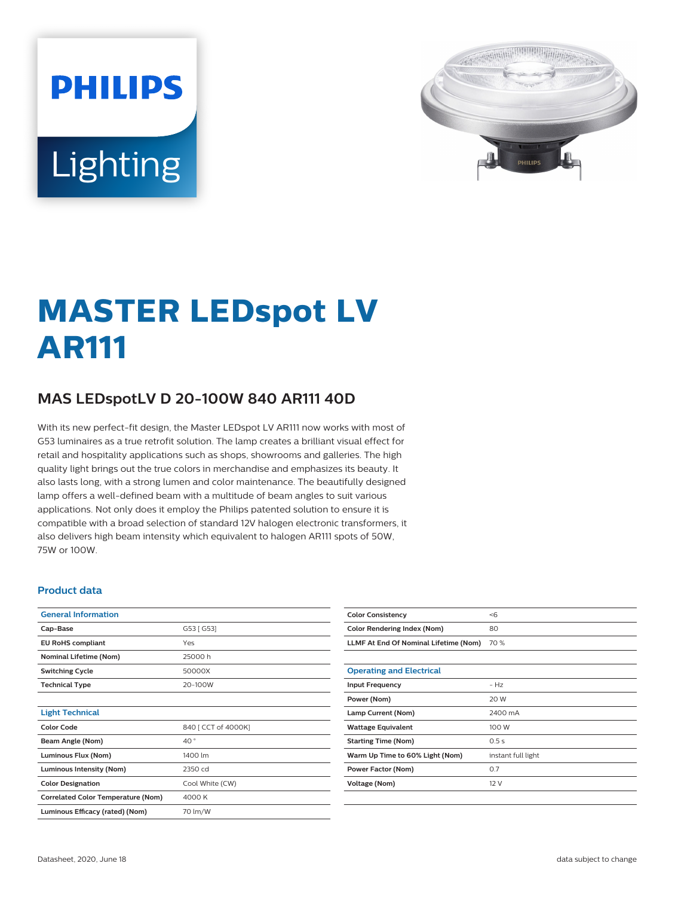PHILIPS

Lighting

# MASTER LEDspot LV AR111

## MAS LEDspotLV D 20-100W 840 AR111 40D

With its new perfect-fit design, the Master LEDspot LV AR111 now works with most of G53 luminaires as a true retrofit solution. The lamp creates a brilliant visual effect for retail and hospitality applications such as shops, showrooms and galleries. The high quality light brings out the true colors in merchandise and emphasizes its beauty. It also lasts long, with a strong lumen and color maintenance. The beautifully designed lamp offers a well-defined beam with a multitude of beam angles to suit various applications. Not only does it employ the Philips patented solution to ensure it is compatible with a broad selection of standard 12V halogen electronic transformers, it also delivers high beam intensity which equivalent to halogen AR111 spots of 50W, 75W or 100W.

### Product data

| General Information | |
|---|---|
| Cap-Base | G53 [ G53] |
| EU RoHS compliant | Yes |
| Nominal Lifetime (Nom) | 25000 h |
| Switching Cycle | 50000X |
| Technical Type | 20-100W |

| Light Technical | |
|---|---|
| Color Code | 840 [ CCT of 4000K] |
| Beam Angle (Nom) | 40 ° |
| Luminous Flux (Nom) | 1400 lm |
| Luminous Intensity (Nom) | 2350 cd |
| Color Designation | Cool White (CW) |
| Correlated Color Temperature (Nom) | 4000 K |
| Luminous Efficacy (rated) (Nom) | 70 lm/W |
| Color Consistency | <6 |
| Color Rendering Index (Nom) | 80 |
| LLMF At End Of Nominal Lifetime (Nom) | 70 % |

| Operating and Electrical | |
|---|---|
| Input Frequency | - Hz |
| Power (Nom) | 20 W |
| Lamp Current (Nom) | 2400 mA |
| Wattage Equivalent | 100 W |
| Starting Time (Nom) | 0.5 s |
| Warm Up Time to 60% Light (Nom) | instant full light |
| Power Factor (Nom) | 0.7 |
| Voltage (Nom) | 12 V |

Datasheet, 2020, June 18

data subject to change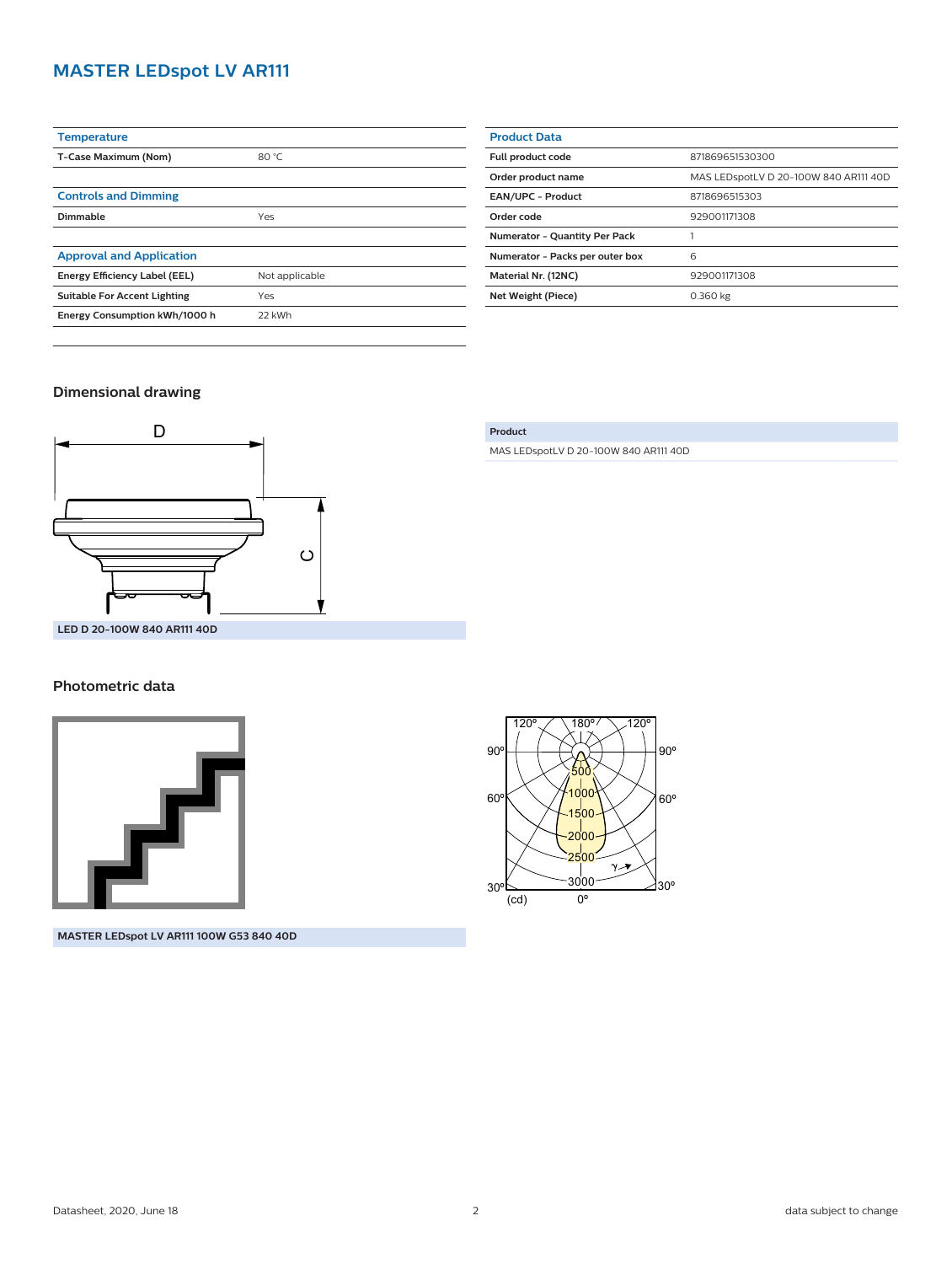# MASTER LEDspot LV AR111

| Temperature | |
|---|---|
| T-Case Maximum (Nom) | 80 °C |

| Controls and Dimming | |
|---|---|
| Dimmable | Yes |

| Approval and Application | |
|---|---|
| Energy Efficiency Label (EEL) | Not applicable |
| Suitable For Accent Lighting | Yes |
| Energy Consumption kWh/1000 h | 22 kWh |

| Product Data | |
|---|---|
| Full product code | 871869651530300 |
| Order product name | MAS LEDspotLV D 20-100W 840 AR111 40D |
| EAN/UPC - Product | 8718696515303 |
| Order code | 929001171308 |
| Numerator - Quantity Per Pack | 1 |
| Numerator - Packs per outer box | 6 |
| Material Nr. (12NC) | 929001171308 |
| Net Weight (Piece) | 0.360 kg |

## Dimensional drawing

D

C

LED D 20-100W 840 AR111 40D

| Product |
|---|
| MAS LEDspotLV D 20-100W 840 AR111 40D |

## Photometric data

MASTER LEDspot LV AR111 100W G53 840 40D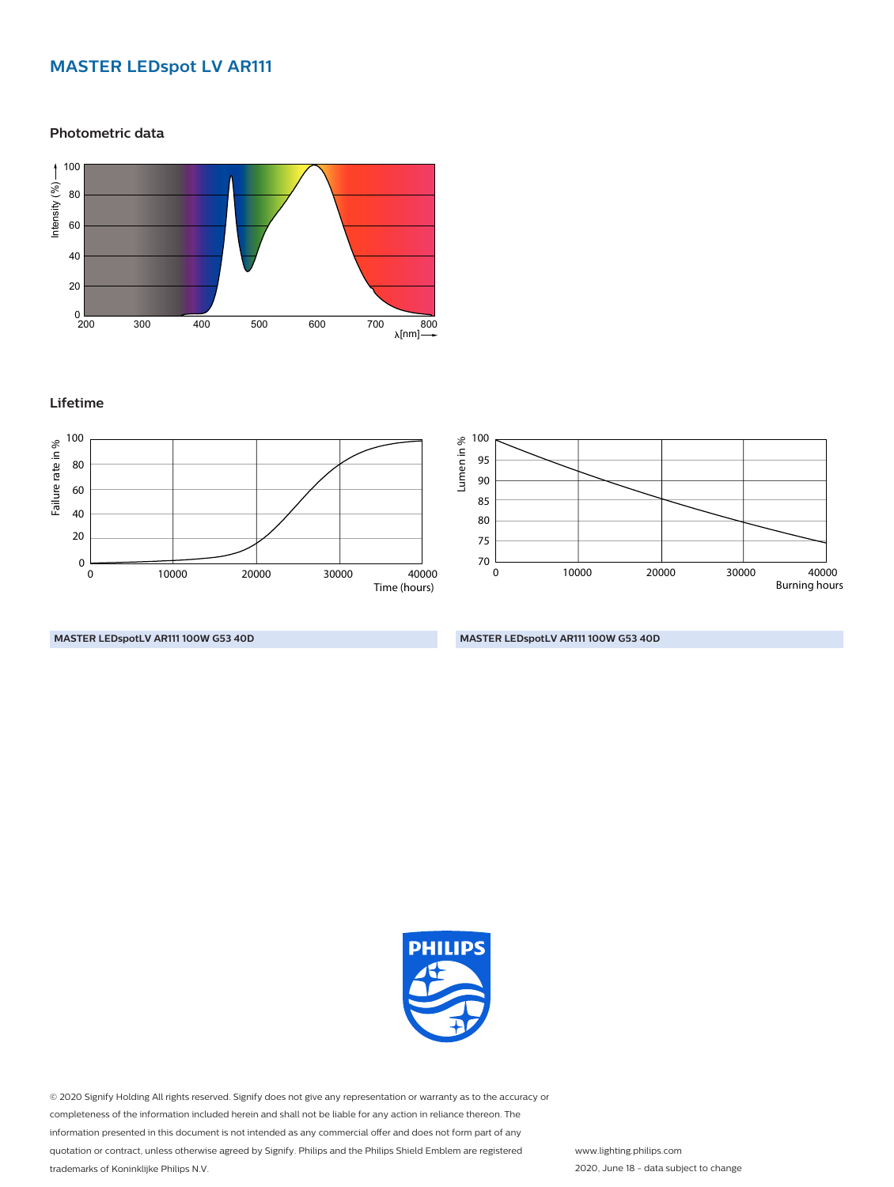# MASTER LEDspot LV AR111

## Photometric data

Intensity (%)
100
80
60
40
20
0
200
300
400
500
600
700
800
λ[nm]

## Lifetime

Failure rate in %
100
80
60
40
20
0
0
10000
20000
30000
40000
Time (hours)

Lumen in %
100
95
90
85
80
75
70
0
10000
20000
30000
40000
Burning hours

**MASTER LEDspotLV AR111 100W G53 40D**

**MASTER LEDspotLV AR111 100W G53 40D**

© 2020 Signify Holding All rights reserved. Signify does not give any representation or warranty as to the accuracy or completeness of the information included herein and shall not be liable for any action in reliance thereon. The information presented in this document is not intended as any commercial offer and does not form part of any quotation or contract, unless otherwise agreed by Signify. Philips and the Philips Shield Emblem are registered trademarks of Koninklijke Philips N.V.

www.lighting.philips.com

2020, June 18 - data subject to change